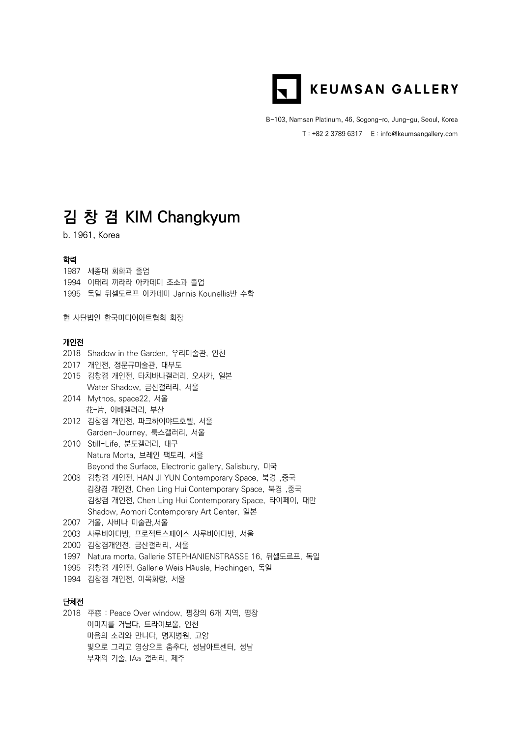KEUMSAN GALLERY

B-103, Namsan Platinum, 46, Sogong-ro, Jung-gu, Seoul, Korea

T : +82 2 3789 6317　E : info@keumsangallery.com

# 김 창 겸 KIM Changkyum

b. 1961, Korea

### 학력

1987 세종대 회화과 졸업
1994 이태리 까라라 아카데미 조소과 졸업
1995 독일 뒤셀도르프 아카데미 Jannis Kounellis반 수학

현 사단법인 한국미디어아트협회 회장

### 개인전

2018 Shadow in the Garden, 우리미술관, 인천
2017 개인전, 정문규미술관, 대부도
2015 김창겸 개인전, 타치바나갤러리, 오사카, 일본
　　 Water Shadow, 금산갤러리, 서울
2014 Mythos, space22, 서울
　　 花-片, 이배갤러리, 부산
2012 김창겸 개인전, 파크하이야트호텔, 서울
　　 Garden-Journey, 룩스갤러리, 서울
2010 Still-Life, 분도갤러리, 대구
　　 Natura Morta, 브레인 팩토리, 서울
　　 Beyond the Surface, Electronic gallery, Salisbury, 미국
2008 김창겸 개인전, HAN JI YUN Contemporary Space, 북경 ,중국
　　 김창겸 개인전, Chen Ling Hui Contemporary Space, 북경 ,중국
　　 김창겸 개인전, Chen Ling Hui Contemporary Space, 타이페이, 대만
　　 Shadow, Aomori Contemporary Art Center, 일본
2007 거울, 사비나 미술관,서울
2003 사루비아다방, 프로젝트스페이스 사루비아다방, 서울
2000 김창겸개인전, 금산갤러리, 서울
1997 Natura morta, Gallerie STEPHANIENSTRASSE 16, 뒤셀도르프, 독일
1995 김창겸 개인전, Gallerie Weis Häusle, Hechingen, 독일
1994 김창겸 개인전, 이목화랑, 서울

### 단체전

2018 平窓 : Peace Over window, 평창의 6개 지역, 평창
　　 이미지를 거닐다, 트라이보울, 인천
　　 마음의 소리와 만나다, 명지병원, 고양
　　 빛으로 그리고 영상으로 춤추다, 성남아트센터, 성남
　　 부재의 기술, IAa 갤러리, 제주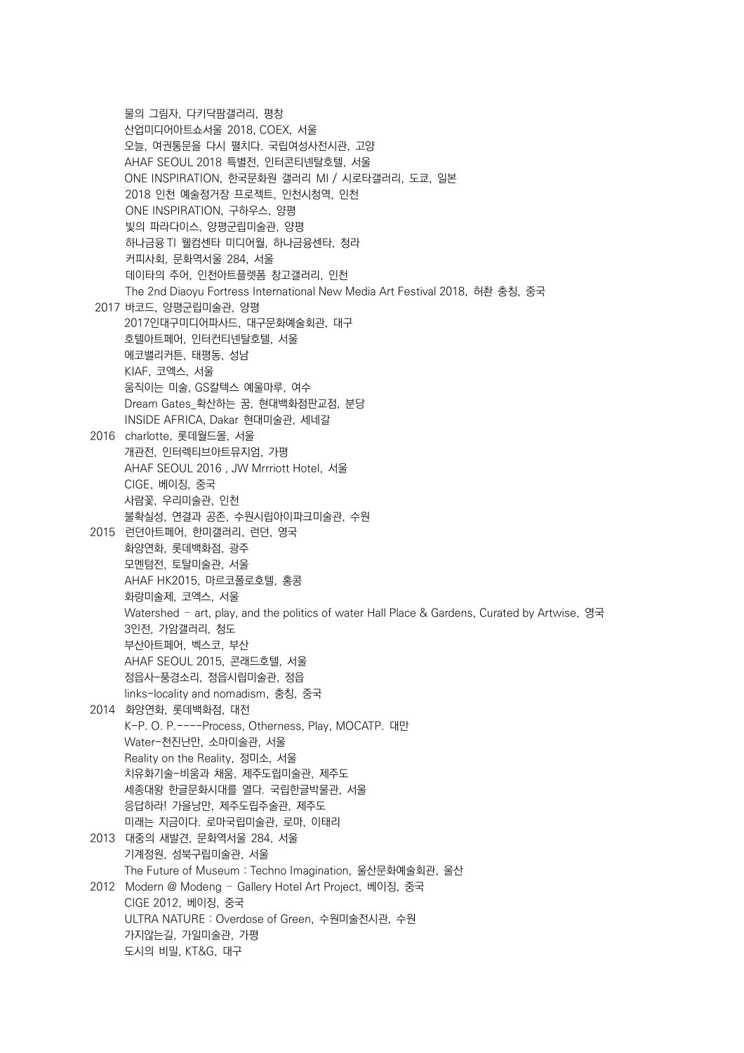물의 그림자, 다키닥팜갤러리, 평창
산업미디어아트쇼서울 2018, COEX, 서울
오늘, 여권통문을 다시 펼치다. 국립여성사전시관, 고양
AHAF SEOUL 2018 특별전, 인터콘티넨탈호텔, 서울
ONE INSPIRATION, 한국문화원 갤러리 MI / 시로타갤러리, 도쿄, 일본
2018 인천 예술정거장 프로젝트, 인천시청역, 인천
ONE INSPIRATION, 구하우스, 양평
빛의 파라다이스, 양평군립미술관, 양평
하나금융TI 웰컴센타 미디어월, 하나금융센타, 청라
커피사회, 문화역서울 284, 서울
데이타의 주어, 인천아트플렛폼 창고갤러리, 인천
The 2nd Diaoyu Fortress International New Media Art Festival 2018, 허찬 충칭, 중국

2017 바코드, 양평군립미술관, 양평
2017인대구미디어파사드, 대구문화예술회관, 대구
호텔아트페어, 인터컨티넨탈호텔, 서울
에코밸리커튼, 태평동, 성남
KIAF, 코엑스, 서울
움직이는 미술, GS칼텍스 예울마루, 여수
Dream Gates_확산하는 꿈, 현대백화점판교점, 분당
INSIDE AFRICA, Dakar 현대미술관, 세네갈

2016 charlotte, 롯데월드몰, 서울
개관전, 인터렉티브아트뮤지엄, 가평
AHAF SEOUL 2016 , JW Mrrriott Hotel, 서울
CIGE, 베이징, 중국
사람꽃, 우리미술관, 인천
불확실성, 연결과 공존, 수원시립아이파크미술관, 수원

2015 런던아트페어, 한미갤러리, 런던, 영국
화양연화, 롯데백화점, 광주
모멘텀전, 토탈미술관, 서울
AHAF HK2015, 마르코폴로호텔, 홍콩
화랑미술제, 코엑스, 서울
Watershed - art, play, and the politics of water Hall Place & Gardens, Curated by Artwise, 영국
3인전, 가암갤러리, 청도
부산아트페어, 벡스코, 부산
AHAF SEOUL 2015, 콘래드호텔, 서울
정읍사-풍경소리, 정읍시립미술관, 정읍
links-locality and nomadism, 충칭, 중국

2014 화양연화, 롯데백화점, 대전
K-P. O. P.----Process, Otherness, Play, MOCATP. 대만
Water-천진난만, 소마미술관, 서울
Reality on the Reality, 정미소, 서울
치유화기술-비움과 채움, 제주도립미술관, 제주도
세종대왕 한글문화시대를 열다. 국립한글박물관, 서울
응답하라! 가을낭만, 제주도립주술관, 제주도
미래는 지금이다. 로마국립미술관, 로마, 이태리

2013 대중의 새발견, 문화역서울 284, 서울
기계정원, 성북구립미술관, 서울
The Future of Museum : Techno Imagination, 울산문화예술회관, 울산

2012 Modern @ Modeng - Gallery Hotel Art Project, 베이징, 중국
CIGE 2012, 베이징, 중국
ULTRA NATURE : Overdose of Green, 수원미술전시관, 수원
가지않는길, 가일미술관, 가평
도시의 비밀, KT&G, 대구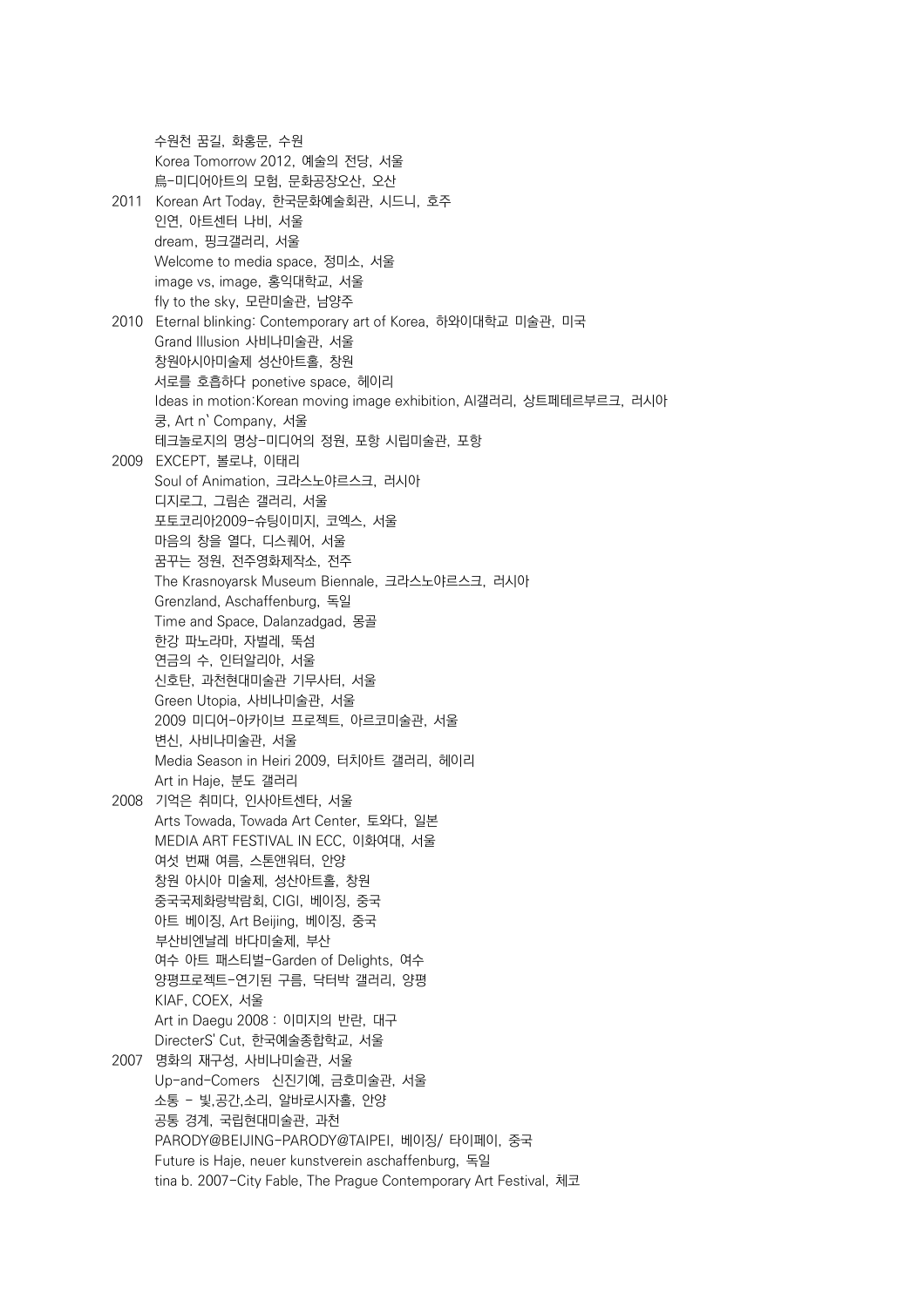수원천 꿈길, 화홍문, 수원
Korea Tomorrow 2012, 예술의 전당, 서울
烏-미디어아트의 모험, 문화공장오산, 오산

2011 Korean Art Today, 한국문화예술회관, 시드니, 호주
인연, 아트센터 나비, 서울
dream, 핑크갤러리, 서울
Welcome to media space, 정미소, 서울
image vs, image, 홍익대학교, 서울
fly to the sky, 모란미술관, 남양주

2010 Eternal blinking: Contemporary art of Korea, 하와이대학교 미술관, 미국
Grand Illusion 사비나미술관, 서울
창원아시아미술제 성산아트홀, 창원
서로를 호흡하다 ponetive space, 헤이리
Ideas in motion:Korean moving image exhibition, AI갤러리, 상트페테르부르크, 러시아
쿵, Art n` Company, 서울
테크놀로지의 명상-미디어의 정원, 포항 시립미술관, 포항

2009 EXCEPT, 볼로냐, 이태리
Soul of Animation, 크라스노야르스크, 러시아
디지로그, 그림손 갤러리, 서울
포토코리아2009-슈팅이미지, 코엑스, 서울
마음의 창을 열다, 디스퀘어, 서울
꿈꾸는 정원, 전주영화제작소, 전주
The Krasnoyarsk Museum Biennale, 크라스노야르스크, 러시아
Grenzland, Aschaffenburg, 독일
Time and Space, Dalanzadgad, 몽골
한강 파노라마, 자벌레, 뚝섬
연금의 수, 인터알리아, 서울
신호탄, 과천현대미술관 기무사터, 서울
Green Utopia, 사비나미술관, 서울
2009 미디어-아카이브 프로젝트, 아르코미술관, 서울
변신, 사비나미술관, 서울
Media Season in Heiri 2009, 터치아트 갤러리, 헤이리
Art in Haje, 분도 갤러리

2008 기억은 취미다, 인사아트센타, 서울
Arts Towada, Towada Art Center, 토와다, 일본
MEDIA ART FESTIVAL IN ECC, 이화여대, 서울
여섯 번째 여름, 스톤앤워터, 안양
창원 아시아 미술제, 성산아트홀, 창원
중국국제화랑박람회, CIGI, 베이징, 중국
아트 베이징, Art Beijing, 베이징, 중국
부산비엔날레 바다미술제, 부산
여수 아트 패스티벌-Garden of Delights, 여수
양평프로젝트-연기된 구름, 닥터박 갤러리, 양평
KIAF, COEX, 서울
Art in Daegu 2008 : 이미지의 반란, 대구
DirecterS' Cut, 한국예술종합학교, 서울

2007 명화의 재구성, 사비나미술관, 서울
Up-and-Comers 신진기예, 금호미술관, 서울
소통 - 빛,공간,소리, 알바로시자홀, 안양
공통 경계, 국립현대미술관, 과천
PARODY@BEIJING-PARODY@TAIPEI, 베이징/ 타이페이, 중국
Future is Haje, neuer kunstverein aschaffenburg, 독일
tina b. 2007-City Fable, The Prague Contemporary Art Festival, 체코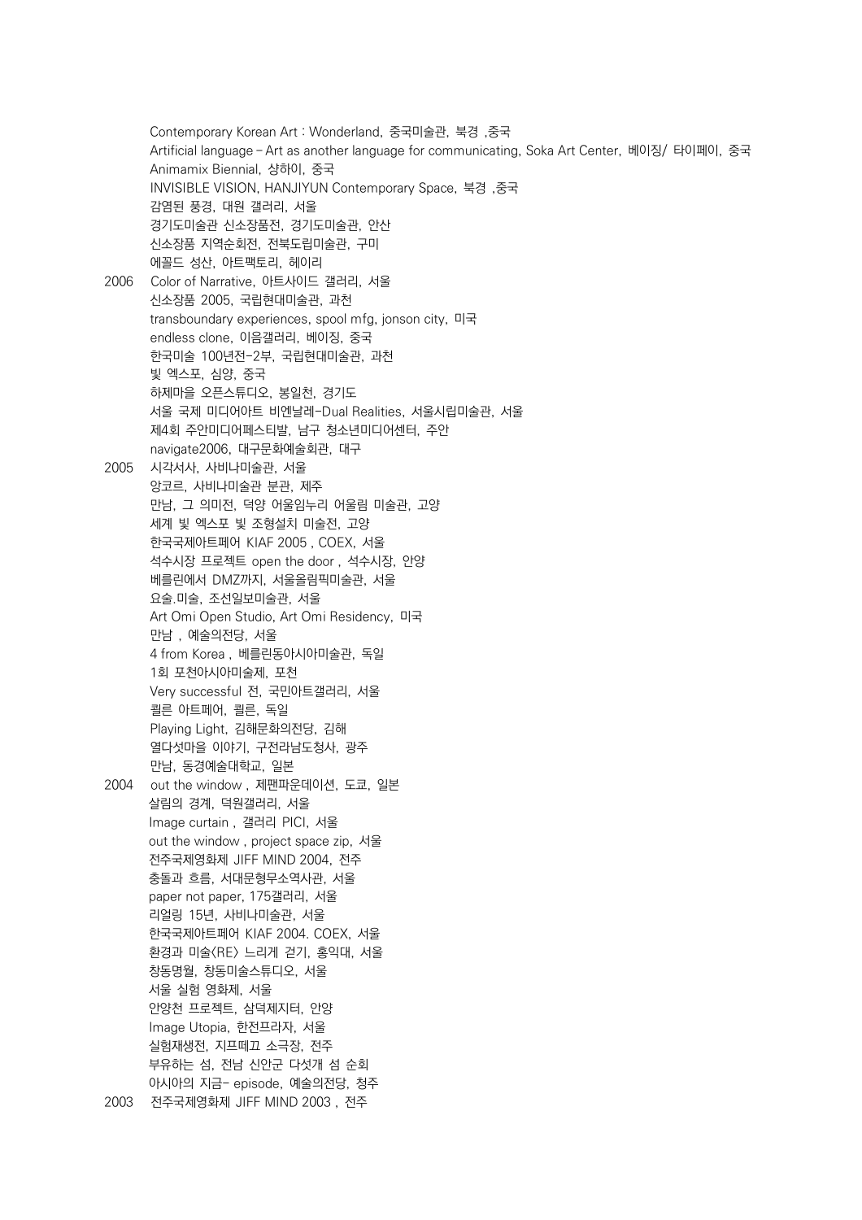Contemporary Korean Art : Wonderland, 중국미술관, 북경 ,중국
Artificial language – Art as another language for communicating, Soka Art Center, 베이징/ 타이페이, 중국
Animamix Biennial, 샹하이, 중국
INVISIBLE VISION, HANJIYUN Contemporary Space, 북경 ,중국
감염된 풍경, 대원 갤러리, 서울
경기도미술관 신소장품전, 경기도미술관, 안산
신소장품 지역순회전, 전북도립미술관, 구미
에꼴드 성산, 아트팩토리, 헤이리

2006 Color of Narrative, 아트사이드 갤러리, 서울
신소장품 2005, 국립현대미술관, 과천
transboundary experiences, spool mfg, jonson city, 미국
endless clone, 이음갤러리, 베이징, 중국
한국미술 100년전-2부, 국립현대미술관, 과천
빛 엑스포, 심양, 중국
하제마을 오픈스튜디오, 봉일천, 경기도
서울 국제 미디어아트 비엔날레-Dual Realities, 서울시립미술관, 서울
제4회 주안미디어페스티발, 남구 청소년미디어센터, 주안
navigate2006, 대구문화예술회관, 대구

2005 시각서사, 사비나미술관, 서울
앙코르, 사비나미술관 분관, 제주
만남, 그 의미전, 덕양 어울임누리 어울림 미술관, 고양
세계 빛 엑스포 빛 조형설치 미술전, 고양
한국국제아트페어 KIAF 2005 , COEX, 서울
석수시장 프로젝트 open the door , 석수시장, 안양
베를린에서 DMZ까지, 서울올림픽미술관, 서울
요술.미술, 조선일보미술관, 서울
Art Omi Open Studio, Art Omi Residency, 미국
만남 , 예술의전당, 서울
4 from Korea , 베를린동아시아미술관, 독일
1회 포천아시아미술제, 포천
Very successful 전, 국민아트갤러리, 서울
퀼른 아트페어, 퀼른, 독일
Playing Light, 김해문화의전당, 김해
열다섯마을 이야기, 구전라남도청사, 광주
만남, 동경예술대학교, 일본

2004 out the window , 제팬파운데이션, 도쿄, 일본
살림의 경계, 덕원갤러리, 서울
Image curtain , 갤러리 PICI, 서울
out the window , project space zip, 서울
전주국제영화제 JIFF MIND 2004, 전주
충돌과 흐름, 서대문형무소역사관, 서울
paper not paper, 175갤러리, 서울
리얼링 15년, 사비나미술관, 서울
한국국제아트페어 KIAF 2004. COEX, 서울
환경과 미술<RE> 느리게 걷기, 홍익대, 서울
창동명월, 창동미술스튜디오, 서울
서울 실험 영화제, 서울
안양천 프로젝트, 삼덕제지터, 안양
Image Utopia, 한전프라자, 서울
실험재생전, 지프떼끄 소극장, 전주
부유하는 섬, 전남 신안군 다섯개 섬 순회
아시아의 지금- episode, 예술의전당, 청주

2003 전주국제영화제 JIFF MIND 2003 , 전주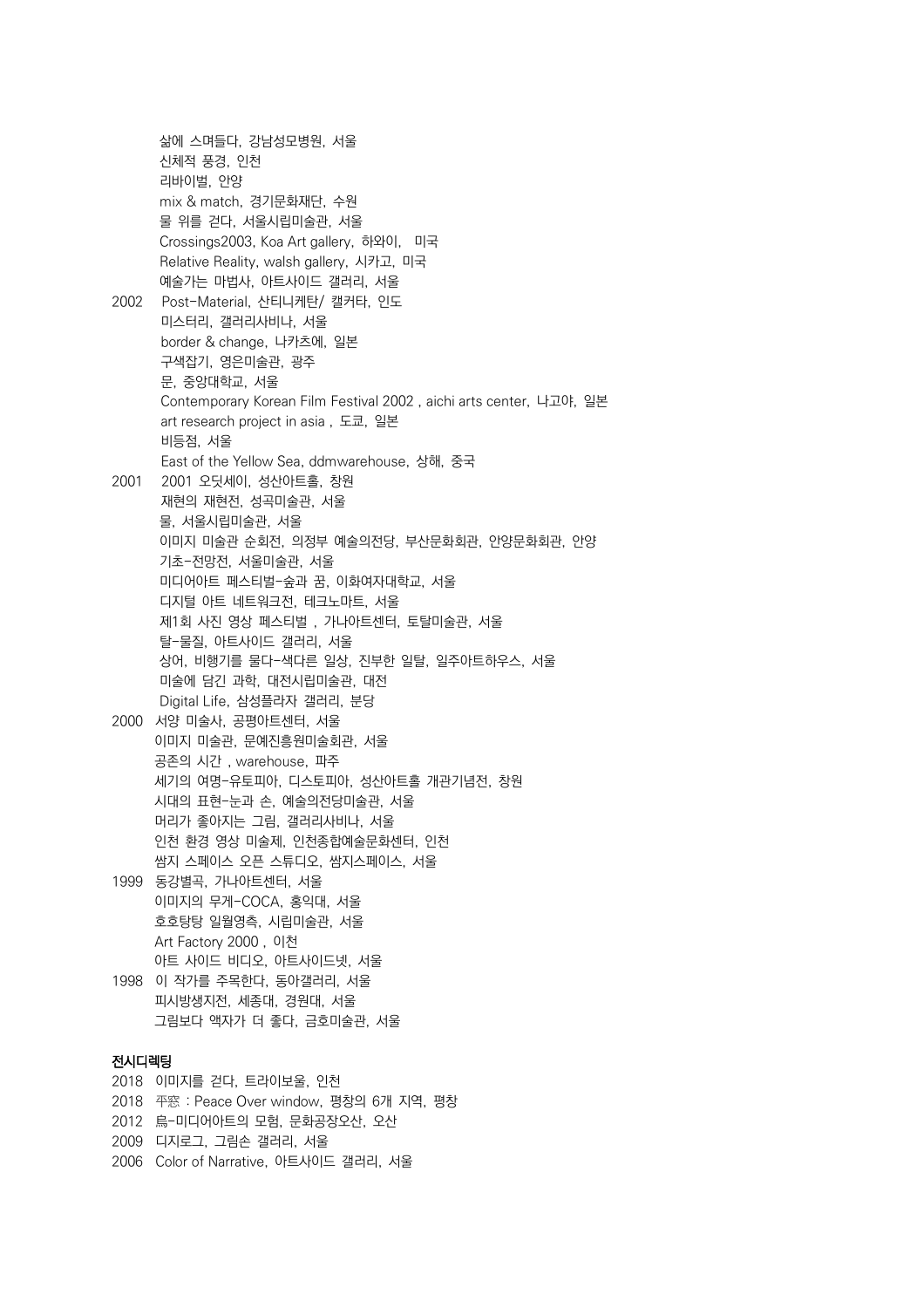삶에 스며들다, 강남성모병원, 서울
신체적 풍경, 인천
리바이벌, 안양
mix & match, 경기문화재단, 수원
물 위를 걷다, 서울시립미술관, 서울
Crossings2003, Koa Art gallery, 하와이, 미국
Relative Reality, walsh gallery, 시카고, 미국
예술가는 마법사, 아트사이드 갤러리, 서울

2002 Post-Material, 산티니케탄/ 캘커타, 인도
미스터리, 갤러리사비나, 서울
border & change, 나카츠에, 일본
구색잡기, 영은미술관, 광주
문, 중앙대학교, 서울
Contemporary Korean Film Festival 2002 , aichi arts center, 나고야, 일본
art research project in asia , 도쿄, 일본
비등점, 서울
East of the Yellow Sea, ddmwarehouse, 상해, 중국

2001 2001 오딧세이, 성산아트홀, 창원
재현의 재현전, 성곡미술관, 서울
물, 서울시립미술관, 서울
이미지 미술관 순회전, 의정부 예술의전당, 부산문화회관, 안양문화회관, 안양
기초-전망전, 서울미술관, 서울
미디어아트 페스티벌-숲과 꿈, 이화여자대학교, 서울
디지털 아트 네트워크전, 테크노마트, 서울
제1회 사진 영상 페스티벌 , 가나아트센터, 토탈미술관, 서울
탈-물질, 아트사이드 갤러리, 서울
상어, 비행기를 물다-색다른 일상, 진부한 일탈, 일주아트하우스, 서울
미술에 담긴 과학, 대전시립미술관, 대전
Digital Life, 삼성플라자 갤러리, 분당

2000 서양 미술사, 공평아트센터, 서울
이미지 미술관, 문예진흥원미술회관, 서울
공존의 시간 , warehouse, 파주
세기의 여명-유토피아, 디스토피아, 성산아트홀 개관기념전, 창원
시대의 표현-눈과 손, 예술의전당미술관, 서울
머리가 좋아지는 그림, 갤러리사비나, 서울
인천 환경 영상 미술제, 인천종합예술문화센터, 인천
쌈지 스페이스 오픈 스튜디오, 쌈지스페이스, 서울

1999 동강별곡, 가나아트센터, 서울
이미지의 무게-COCA, 홍익대, 서울
호호탕탕 일월영측, 시립미술관, 서울
Art Factory 2000 , 이천
아트 사이드 비디오, 아트사이드넷, 서울

1998 이 작가를 주목한다, 동아갤러리, 서울
피시방생지전, 세종대, 경원대, 서울
그림보다 액자가 더 좋다, 금호미술관, 서울

**전시디렉팅**

2018 이미지를 걷다, 트라이보울, 인천
2018 平窓 : Peace Over window, 평창의 6개 지역, 평창
2012 烏-미디어아트의 모험, 문화공장오산, 오산
2009 디지로그, 그림손 갤러리, 서울
2006 Color of Narrative, 아트사이드 갤러리, 서울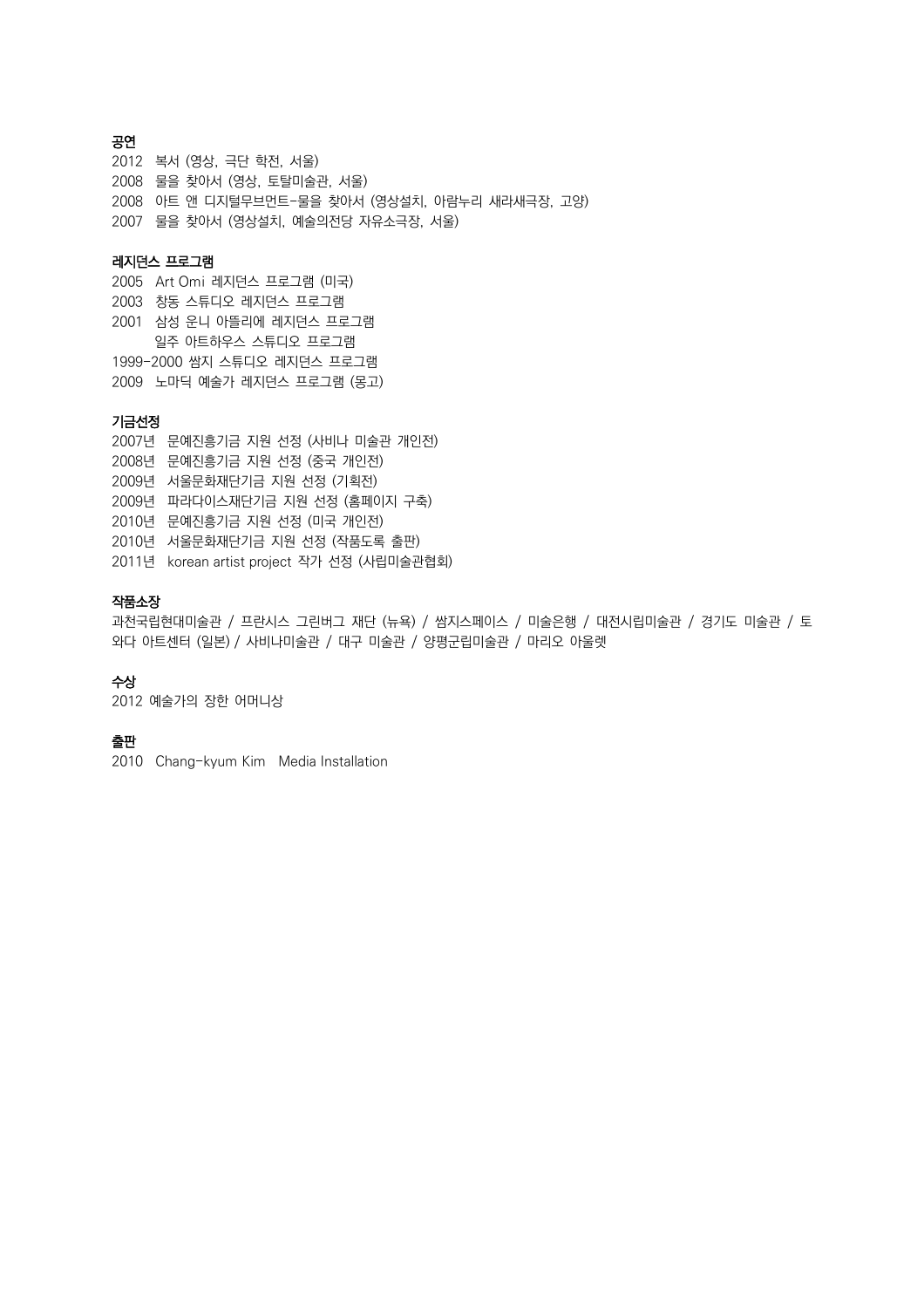**공연**

2012 복서 (영상, 극단 학전, 서울)
2008 물을 찾아서 (영상, 토탈미술관, 서울)
2008 아트 앤 디지털무브먼트-물을 찾아서 (영상설치, 아람누리 새라새극장, 고양)
2007 물을 찾아서 (영상설치, 예술의전당 자유소극장, 서울)

**레지던스 프로그램**

2005 Art Omi 레지던스 프로그램 (미국)
2003 창동 스튜디오 레지던스 프로그램
2001 삼성 운니 아뜰리에 레지던스 프로그램
일주 아트하우스 스튜디오 프로그램
1999-2000 쌈지 스튜디오 레지던스 프로그램
2009 노마딕 예술가 레지던스 프로그램 (몽고)

**기금선정**

2007년 문예진흥기금 지원 선정 (사비나 미술관 개인전)
2008년 문예진흥기금 지원 선정 (중국 개인전)
2009년 서울문화재단기금 지원 선정 (기획전)
2009년 파라다이스재단기금 지원 선정 (홈페이지 구축)
2010년 문예진흥기금 지원 선정 (미국 개인전)
2010년 서울문화재단기금 지원 선정 (작품도록 출판)
2011년 korean artist project 작가 선정 (사립미술관협회)

**작품소장**

과천국립현대미술관 / 프란시스 그린버그 재단 (뉴욕) / 쌈지스페이스 / 미술은행 / 대전시립미술관 / 경기도 미술관 / 토와다 아트센터 (일본) / 사비나미술관 / 대구 미술관 / 양평군립미술관 / 마리오 아울렛

**수상**

2012 예술가의 장한 어머니상

**출판**

2010 Chang-kyum Kim Media Installation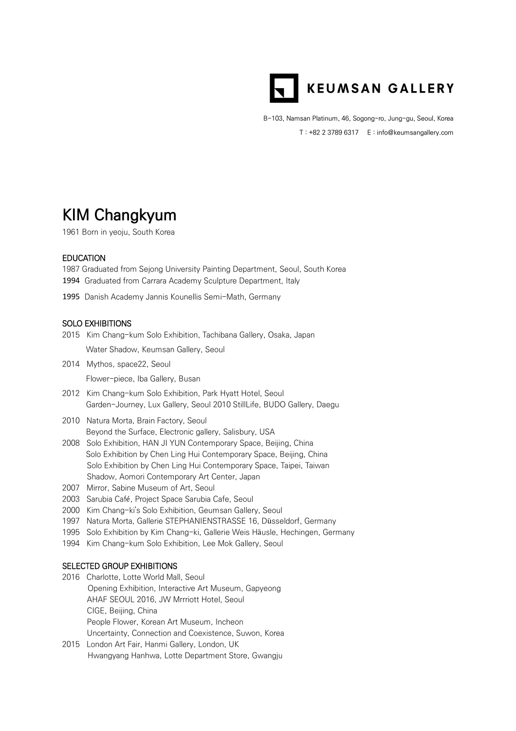KEUMSAN GALLERY

B-103, Namsan Platinum, 46, Sogong-ro, Jung-gu, Seoul, Korea

T : +82 2 3789 6317   E : info@keumsangallery.com

# KIM Changkyum

1961 Born in yeoju, South Korea

## EDUCATION

1987 Graduated from Sejong University Painting Department, Seoul, South Korea
1994 Graduated from Carrara Academy Sculpture Department, Italy
1995 Danish Academy Jannis Kounellis Semi-Math, Germany

## SOLO EXHIBITIONS

2015 Kim Chang-kum Solo Exhibition, Tachibana Gallery, Osaka, Japan
Water Shadow, Keumsan Gallery, Seoul
2014 Mythos, space22, Seoul
Flower-piece, Iba Gallery, Busan
2012 Kim Chang-kum Solo Exhibition, Park Hyatt Hotel, Seoul
Garden-Journey, Lux Gallery, Seoul 2010 StillLife, BUDO Gallery, Daegu
2010 Natura Morta, Brain Factory, Seoul
Beyond the Surface, Electronic gallery, Salisbury, USA
2008 Solo Exhibition, HAN JI YUN Contemporary Space, Beijing, China
Solo Exhibition by Chen Ling Hui Contemporary Space, Beijing, China
Solo Exhibition by Chen Ling Hui Contemporary Space, Taipei, Taiwan
Shadow, Aomori Contemporary Art Center, Japan
2007 Mirror, Sabine Museum of Art, Seoul
2003 Sarubia Café, Project Space Sarubia Cafe, Seoul
2000 Kim Chang-ki's Solo Exhibition, Geumsan Gallery, Seoul
1997 Natura Morta, Gallerie STEPHANIENSTRASSE 16, Düsseldorf, Germany
1995 Solo Exhibition by Kim Chang-ki, Gallerie Weis Häusle, Hechingen, Germany
1994 Kim Chang-kum Solo Exhibition, Lee Mok Gallery, Seoul

## SELECTED GROUP EXHIBITIONS

2016 Charlotte, Lotte World Mall, Seoul
Opening Exhibition, Interactive Art Museum, Gapyeong
AHAF SEOUL 2016, JW Mrrriott Hotel, Seoul
CIGE, Beijing, China
People Flower, Korean Art Museum, Incheon
Uncertainty, Connection and Coexistence, Suwon, Korea
2015 London Art Fair, Hanmi Gallery, London, UK
Hwangyang Hanhwa, Lotte Department Store, Gwangju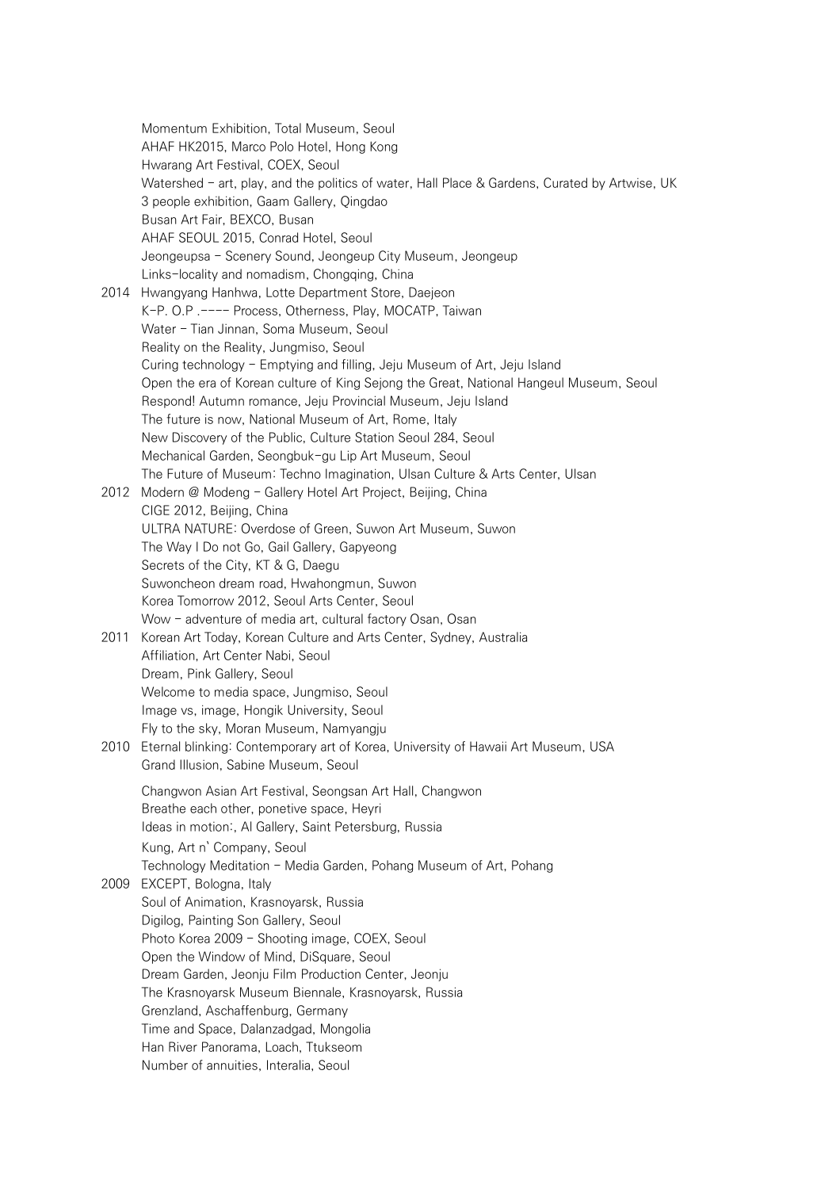Momentum Exhibition, Total Museum, Seoul
AHAF HK2015, Marco Polo Hotel, Hong Kong
Hwarang Art Festival, COEX, Seoul
Watershed – art, play, and the politics of water, Hall Place & Gardens, Curated by Artwise, UK
3 people exhibition, Gaam Gallery, Qingdao
Busan Art Fair, BEXCO, Busan
AHAF SEOUL 2015, Conrad Hotel, Seoul
Jeongeupsa – Scenery Sound, Jeongeup City Museum, Jeongeup
Links–locality and nomadism, Chongqing, China

2014 Hwangyang Hanhwa, Lotte Department Store, Daejeon
K–P. O.P .–––– Process, Otherness, Play, MOCATP, Taiwan
Water – Tian Jinnan, Soma Museum, Seoul
Reality on the Reality, Jungmiso, Seoul
Curing technology – Emptying and filling, Jeju Museum of Art, Jeju Island
Open the era of Korean culture of King Sejong the Great, National Hangeul Museum, Seoul
Respond! Autumn romance, Jeju Provincial Museum, Jeju Island
The future is now, National Museum of Art, Rome, Italy
New Discovery of the Public, Culture Station Seoul 284, Seoul
Mechanical Garden, Seongbuk–gu Lip Art Museum, Seoul
The Future of Museum: Techno Imagination, Ulsan Culture & Arts Center, Ulsan

2012 Modern @ Modeng – Gallery Hotel Art Project, Beijing, China
CIGE 2012, Beijing, China
ULTRA NATURE: Overdose of Green, Suwon Art Museum, Suwon
The Way I Do not Go, Gail Gallery, Gapyeong
Secrets of the City, KT & G, Daegu
Suwoncheon dream road, Hwahongmun, Suwon
Korea Tomorrow 2012, Seoul Arts Center, Seoul
Wow – adventure of media art, cultural factory Osan, Osan

2011 Korean Art Today, Korean Culture and Arts Center, Sydney, Australia
Affiliation, Art Center Nabi, Seoul
Dream, Pink Gallery, Seoul
Welcome to media space, Jungmiso, Seoul
Image vs, image, Hongik University, Seoul
Fly to the sky, Moran Museum, Namyangju

2010 Eternal blinking: Contemporary art of Korea, University of Hawaii Art Museum, USA
Grand Illusion, Sabine Museum, Seoul
Changwon Asian Art Festival, Seongsan Art Hall, Changwon
Breathe each other, ponetive space, Heyri
Ideas in motion:, Al Gallery, Saint Petersburg, Russia
Kung, Art n` Company, Seoul
Technology Meditation – Media Garden, Pohang Museum of Art, Pohang

2009 EXCEPT, Bologna, Italy
Soul of Animation, Krasnoyarsk, Russia
Digilog, Painting Son Gallery, Seoul
Photo Korea 2009 – Shooting image, COEX, Seoul
Open the Window of Mind, DiSquare, Seoul
Dream Garden, Jeonju Film Production Center, Jeonju
The Krasnoyarsk Museum Biennale, Krasnoyarsk, Russia
Grenzland, Aschaffenburg, Germany
Time and Space, Dalanzadgad, Mongolia
Han River Panorama, Loach, Ttukseom
Number of annuities, Interalia, Seoul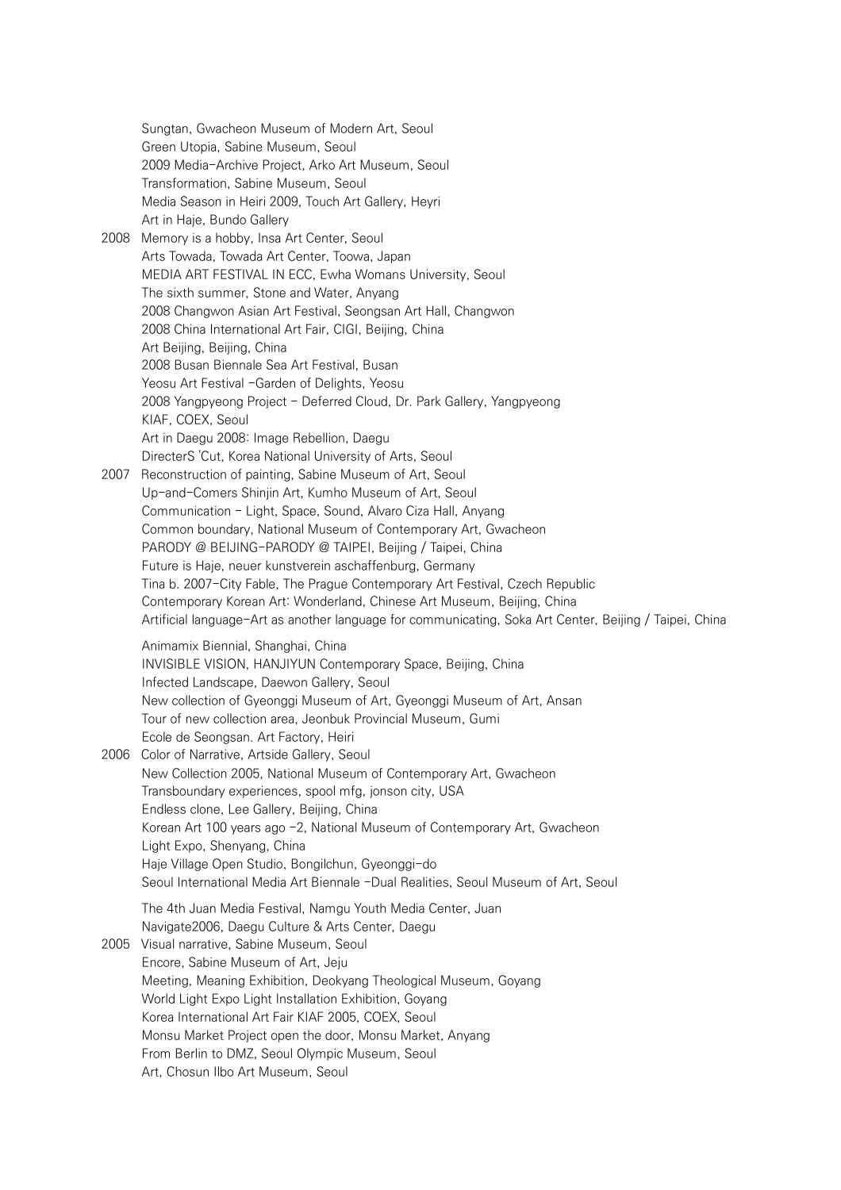Sungtan, Gwacheon Museum of Modern Art, Seoul
Green Utopia, Sabine Museum, Seoul
2009 Media-Archive Project, Arko Art Museum, Seoul
Transformation, Sabine Museum, Seoul
Media Season in Heiri 2009, Touch Art Gallery, Heyri
Art in Haje, Bundo Gallery

2008 Memory is a hobby, Insa Art Center, Seoul
Arts Towada, Towada Art Center, Toowa, Japan
MEDIA ART FESTIVAL IN ECC, Ewha Womans University, Seoul
The sixth summer, Stone and Water, Anyang
2008 Changwon Asian Art Festival, Seongsan Art Hall, Changwon
2008 China International Art Fair, CIGI, Beijing, China
Art Beijing, Beijing, China
2008 Busan Biennale Sea Art Festival, Busan
Yeosu Art Festival -Garden of Delights, Yeosu
2008 Yangpyeong Project – Deferred Cloud, Dr. Park Gallery, Yangpyeong
KIAF, COEX, Seoul
Art in Daegu 2008: Image Rebellion, Daegu
DirecterS 'Cut, Korea National University of Arts, Seoul

2007 Reconstruction of painting, Sabine Museum of Art, Seoul
Up-and-Comers Shinjin Art, Kumho Museum of Art, Seoul
Communication – Light, Space, Sound, Alvaro Ciza Hall, Anyang
Common boundary, National Museum of Contemporary Art, Gwacheon
PARODY @ BEIJING-PARODY @ TAIPEI, Beijing / Taipei, China
Future is Haje, neuer kunstverein aschaffenburg, Germany
Tina b. 2007-City Fable, The Prague Contemporary Art Festival, Czech Republic
Contemporary Korean Art: Wonderland, Chinese Art Museum, Beijing, China
Artificial language-Art as another language for communicating, Soka Art Center, Beijing / Taipei, China
Animamix Biennial, Shanghai, China
INVISIBLE VISION, HANJIYUN Contemporary Space, Beijing, China
Infected Landscape, Daewon Gallery, Seoul
New collection of Gyeonggi Museum of Art, Gyeonggi Museum of Art, Ansan
Tour of new collection area, Jeonbuk Provincial Museum, Gumi
Ecole de Seongsan. Art Factory, Heiri

2006 Color of Narrative, Artside Gallery, Seoul
New Collection 2005, National Museum of Contemporary Art, Gwacheon
Transboundary experiences, spool mfg, jonson city, USA
Endless clone, Lee Gallery, Beijing, China
Korean Art 100 years ago -2, National Museum of Contemporary Art, Gwacheon
Light Expo, Shenyang, China
Haje Village Open Studio, Bongilchun, Gyeonggi-do
Seoul International Media Art Biennale -Dual Realities, Seoul Museum of Art, Seoul
The 4th Juan Media Festival, Namgu Youth Media Center, Juan
Navigate2006, Daegu Culture & Arts Center, Daegu

2005 Visual narrative, Sabine Museum, Seoul
Encore, Sabine Museum of Art, Jeju
Meeting, Meaning Exhibition, Deokyang Theological Museum, Goyang
World Light Expo Light Installation Exhibition, Goyang
Korea International Art Fair KIAF 2005, COEX, Seoul
Monsu Market Project open the door, Monsu Market, Anyang
From Berlin to DMZ, Seoul Olympic Museum, Seoul
Art, Chosun Ilbo Art Museum, Seoul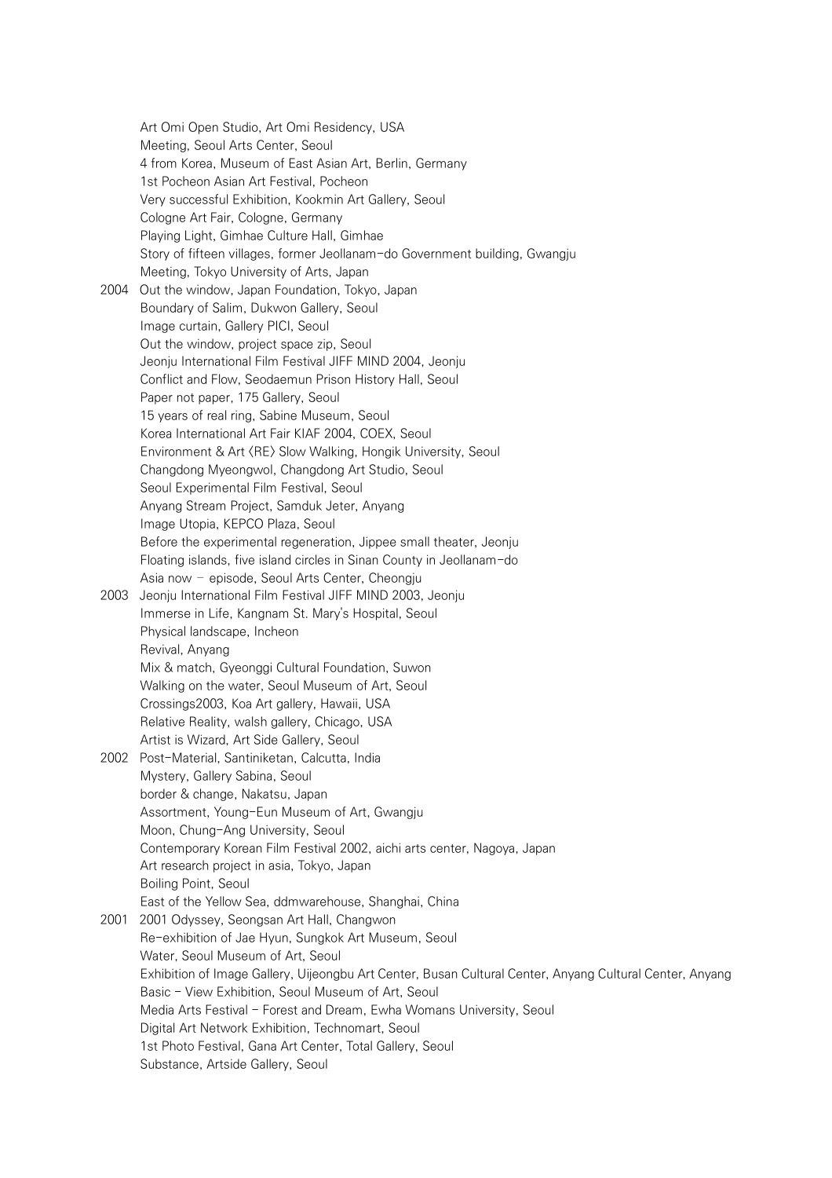Art Omi Open Studio, Art Omi Residency, USA
Meeting, Seoul Arts Center, Seoul
4 from Korea, Museum of East Asian Art, Berlin, Germany
1st Pocheon Asian Art Festival, Pocheon
Very successful Exhibition, Kookmin Art Gallery, Seoul
Cologne Art Fair, Cologne, Germany
Playing Light, Gimhae Culture Hall, Gimhae
Story of fifteen villages, former Jeollanam-do Government building, Gwangju
Meeting, Tokyo University of Arts, Japan

2004 Out the window, Japan Foundation, Tokyo, Japan
Boundary of Salim, Dukwon Gallery, Seoul
Image curtain, Gallery PICI, Seoul
Out the window, project space zip, Seoul
Jeonju International Film Festival JIFF MIND 2004, Jeonju
Conflict and Flow, Seodaemun Prison History Hall, Seoul
Paper not paper, 175 Gallery, Seoul
15 years of real ring, Sabine Museum, Seoul
Korea International Art Fair KIAF 2004, COEX, Seoul
Environment & Art <RE> Slow Walking, Hongik University, Seoul
Changdong Myeongwol, Changdong Art Studio, Seoul
Seoul Experimental Film Festival, Seoul
Anyang Stream Project, Samduk Jeter, Anyang
Image Utopia, KEPCO Plaza, Seoul
Before the experimental regeneration, Jippee small theater, Jeonju
Floating islands, five island circles in Sinan County in Jeollanam-do
Asia now - episode, Seoul Arts Center, Cheongju

2003 Jeonju International Film Festival JIFF MIND 2003, Jeonju
Immerse in Life, Kangnam St. Mary's Hospital, Seoul
Physical landscape, Incheon
Revival, Anyang
Mix & match, Gyeonggi Cultural Foundation, Suwon
Walking on the water, Seoul Museum of Art, Seoul
Crossings2003, Koa Art gallery, Hawaii, USA
Relative Reality, walsh gallery, Chicago, USA
Artist is Wizard, Art Side Gallery, Seoul

2002 Post-Material, Santiniketan, Calcutta, India
Mystery, Gallery Sabina, Seoul
border & change, Nakatsu, Japan
Assortment, Young-Eun Museum of Art, Gwangju
Moon, Chung-Ang University, Seoul
Contemporary Korean Film Festival 2002, aichi arts center, Nagoya, Japan
Art research project in asia, Tokyo, Japan
Boiling Point, Seoul
East of the Yellow Sea, ddmwarehouse, Shanghai, China

2001 2001 Odyssey, Seongsan Art Hall, Changwon
Re-exhibition of Jae Hyun, Sungkok Art Museum, Seoul
Water, Seoul Museum of Art, Seoul
Exhibition of Image Gallery, Uijeongbu Art Center, Busan Cultural Center, Anyang Cultural Center, Anyang
Basic - View Exhibition, Seoul Museum of Art, Seoul
Media Arts Festival - Forest and Dream, Ewha Womans University, Seoul
Digital Art Network Exhibition, Technomart, Seoul
1st Photo Festival, Gana Art Center, Total Gallery, Seoul
Substance, Artside Gallery, Seoul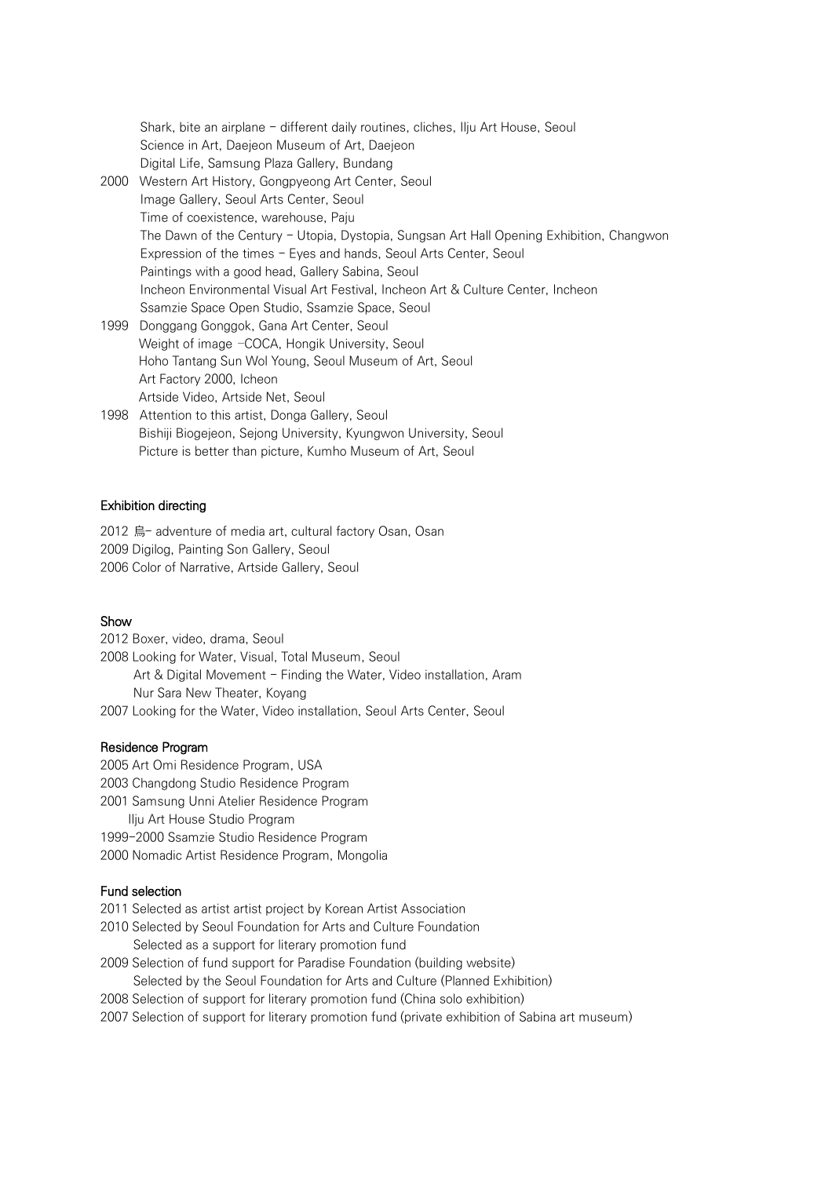Shark, bite an airplane – different daily routines, cliches, Ilju Art House, Seoul
Science in Art, Daejeon Museum of Art, Daejeon
Digital Life, Samsung Plaza Gallery, Bundang

2000 Western Art History, Gongpyeong Art Center, Seoul
Image Gallery, Seoul Arts Center, Seoul
Time of coexistence, warehouse, Paju
The Dawn of the Century – Utopia, Dystopia, Sungsan Art Hall Opening Exhibition, Changwon
Expression of the times – Eyes and hands, Seoul Arts Center, Seoul
Paintings with a good head, Gallery Sabina, Seoul
Incheon Environmental Visual Art Festival, Incheon Art & Culture Center, Incheon
Ssamzie Space Open Studio, Ssamzie Space, Seoul

1999 Donggang Gonggok, Gana Art Center, Seoul
Weight of image –COCA, Hongik University, Seoul
Hoho Tantang Sun Wol Young, Seoul Museum of Art, Seoul
Art Factory 2000, Icheon
Artside Video, Artside Net, Seoul

1998 Attention to this artist, Donga Gallery, Seoul
Bishiji Biogejeon, Sejong University, Kyungwon University, Seoul
Picture is better than picture, Kumho Museum of Art, Seoul

#### Exhibition directing

2012 鳥– adventure of media art, cultural factory Osan, Osan
2009 Digilog, Painting Son Gallery, Seoul
2006 Color of Narrative, Artside Gallery, Seoul

#### Show

2012 Boxer, video, drama, Seoul
2008 Looking for Water, Visual, Total Museum, Seoul
Art & Digital Movement – Finding the Water, Video installation, Aram Nur Sara New Theater, Koyang
2007 Looking for the Water, Video installation, Seoul Arts Center, Seoul

#### Residence Program

2005 Art Omi Residence Program, USA
2003 Changdong Studio Residence Program
2001 Samsung Unni Atelier Residence Program
Ilju Art House Studio Program
1999–2000 Ssamzie Studio Residence Program
2000 Nomadic Artist Residence Program, Mongolia

#### Fund selection

2011 Selected as artist artist project by Korean Artist Association
2010 Selected by Seoul Foundation for Arts and Culture Foundation
Selected as a support for literary promotion fund
2009 Selection of fund support for Paradise Foundation (building website)
Selected by the Seoul Foundation for Arts and Culture (Planned Exhibition)
2008 Selection of support for literary promotion fund (China solo exhibition)
2007 Selection of support for literary promotion fund (private exhibition of Sabina art museum)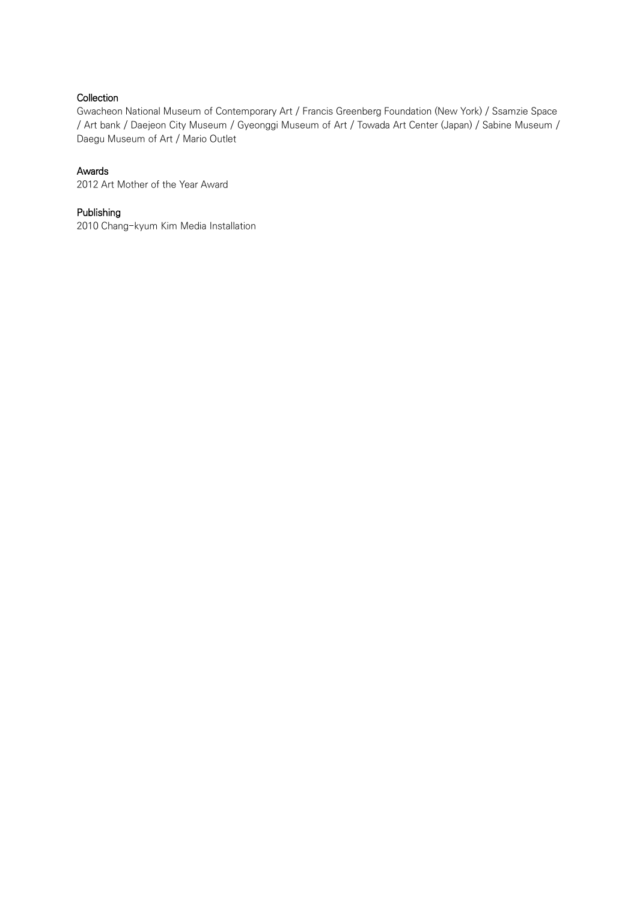**Collection**

Gwacheon National Museum of Contemporary Art / Francis Greenberg Foundation (New York) / Ssamzie Space / Art bank / Daejeon City Museum / Gyeonggi Museum of Art / Towada Art Center (Japan) / Sabine Museum / Daegu Museum of Art / Mario Outlet

**Awards**

2012 Art Mother of the Year Award

**Publishing**

2010 Chang-kyum Kim Media Installation